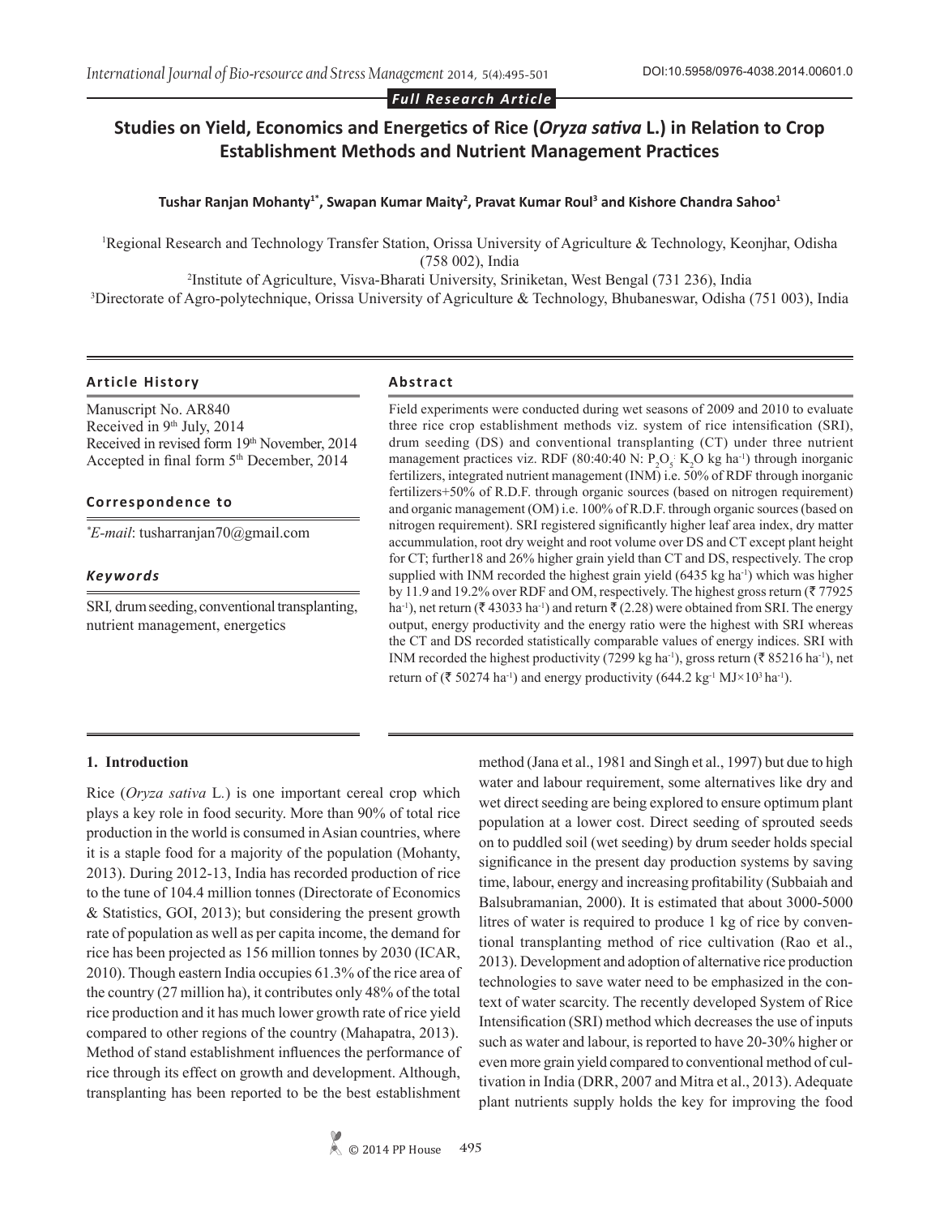Full Research Article

# Studies on Yield, Economics and Energetics of Rice (*Oryza sativa* L.) in Relation to Crop Establishment Methods and Nutrient Management Practices

**Tushar Ranjan Mohanty[1*], Swapan Kumar Maity[2], Pravat Kumar Roul[3] and Kishore Chandra Sahoo[1]**

[1]Regional Research and Technology Transfer Station, Orissa University of Agriculture & Technology, Keonjhar, Odisha (758 002), India

[2]Institute of Agriculture, Visva-Bharati University, Sriniketan, West Bengal (731 236), India

[3]Directorate of Agro-polytechnique, Orissa University of Agriculture & Technology, Bhubaneswar, Odisha (751 003), India

DOI:10.5958/0976-4038.2014.00601.0

### Article History

Manuscript No. AR840
Received in 9th July, 2014
Received in revised form 19th November, 2014
Accepted in final form 5th December, 2014

### Correspondence to

*E-mail: tusharranjan70@gmail.com

### Keywords

SRI, drum seeding, conventional transplanting, nutrient management, energetics

### Abstract

Field experiments were conducted during wet seasons of 2009 and 2010 to evaluate three rice crop establishment methods viz. system of rice intensification (SRI), drum seeding (DS) and conventional transplanting (CT) under three nutrient management practices viz. RDF (80:40:40 N: $P_2O_5$: $K_2O$ kg ha$^{-1}$) through inorganic fertilizers, integrated nutrient management (INM) i.e. 50% of RDF through inorganic fertilizers+50% of R.D.F. through organic sources (based on nitrogen requirement) and organic management (OM) i.e. 100% of R.D.F. through organic sources (based on nitrogen requirement). SRI registered significantly higher leaf area index, dry matter accummulation, root dry weight and root volume over DS and CT except plant height for CT; further18 and 26% higher grain yield than CT and DS, respectively. The crop supplied with INM recorded the highest grain yield (6435 kg ha$^{-1}$) which was higher by 11.9 and 19.2% over RDF and OM, respectively. The highest gross return (₹ 77925 ha$^{-1}$), net return (₹ 43033 ha$^{-1}$) and return ₹ (2.28) were obtained from SRI. The energy output, energy productivity and the energy ratio were the highest with SRI whereas the CT and DS recorded statistically comparable values of energy indices. SRI with INM recorded the highest productivity (7299 kg ha$^{-1}$), gross return (₹ 85216 ha$^{-1}$), net return of (₹ 50274 ha$^{-1}$) and energy productivity (644.2 kg$^{-1}$ MJ×10$^3$ ha$^{-1}$).

## 1. Introduction

Rice (*Oryza sativa* L.) is one important cereal crop which plays a key role in food security. More than 90% of total rice production in the world is consumed in Asian countries, where it is a staple food for a majority of the population (Mohanty, 2013). During 2012-13, India has recorded production of rice to the tune of 104.4 million tonnes (Directorate of Economics & Statistics, GOI, 2013); but considering the present growth rate of population as well as per capita income, the demand for rice has been projected as 156 million tonnes by 2030 (ICAR, 2010). Though eastern India occupies 61.3% of the rice area of the country (27 million ha), it contributes only 48% of the total rice production and it has much lower growth rate of rice yield compared to other regions of the country (Mahapatra, 2013).

Method of stand establishment influences the performance of rice through its effect on growth and development. Although, transplanting has been reported to be the best establishment method (Jana et al., 1981 and Singh et al., 1997) but due to high water and labour requirement, some alternatives like dry and wet direct seeding are being explored to ensure optimum plant population at a lower cost. Direct seeding of sprouted seeds on to puddled soil (wet seeding) by drum seeder holds special significance in the present day production systems by saving time, labour, energy and increasing profitability (Subbaiah and Balsubramanian, 2000). It is estimated that about 3000-5000 litres of water is required to produce 1 kg of rice by conventional transplanting method of rice cultivation (Rao et al., 2013). Development and adoption of alternative rice production technologies to save water need to be emphasized in the context of water scarcity. The recently developed System of Rice Intensification (SRI) method which decreases the use of inputs such as water and labour, is reported to have 20-30% higher or even more grain yield compared to conventional method of cultivation in India (DRR, 2007 and Mitra et al., 2013). Adequate plant nutrients supply holds the key for improving the food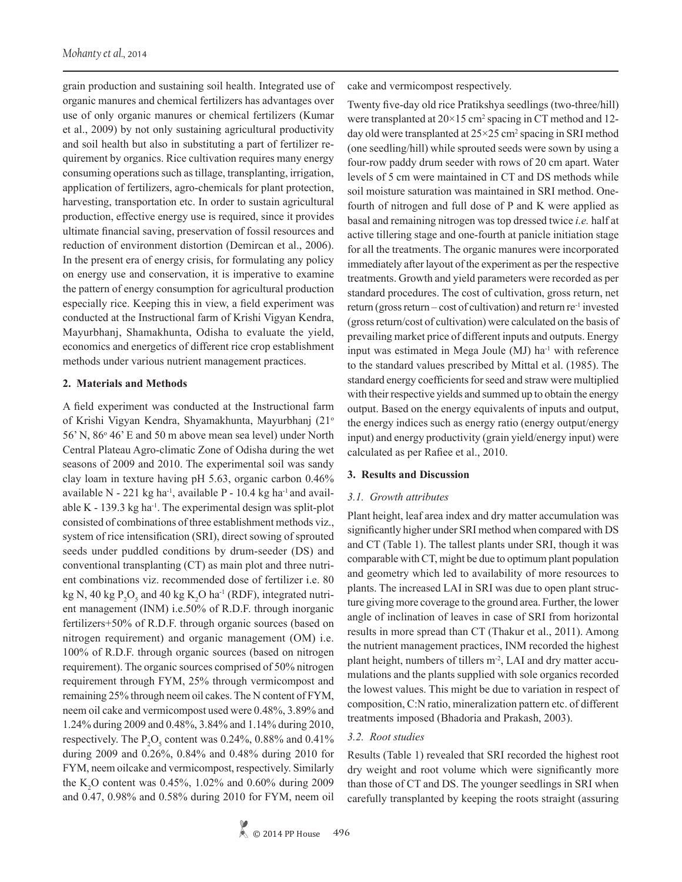grain production and sustaining soil health. Integrated use of organic manures and chemical fertilizers has advantages over use of only organic manures or chemical fertilizers (Kumar et al., 2009) by not only sustaining agricultural productivity and soil health but also in substituting a part of fertilizer requirement by organics. Rice cultivation requires many energy consuming operations such as tillage, transplanting, irrigation, application of fertilizers, agro-chemicals for plant protection, harvesting, transportation etc. In order to sustain agricultural production, effective energy use is required, since it provides ultimate financial saving, preservation of fossil resources and reduction of environment distortion (Demircan et al., 2006). In the present era of energy crisis, for formulating any policy on energy use and conservation, it is imperative to examine the pattern of energy consumption for agricultural production especially rice. Keeping this in view, a field experiment was conducted at the Instructional farm of Krishi Vigyan Kendra, Mayurbhanj, Shamakhunta, Odisha to evaluate the yield, economics and energetics of different rice crop establishment methods under various nutrient management practices.

## 2. Materials and Methods

A field experiment was conducted at the Instructional farm of Krishi Vigyan Kendra, Shyamakhunta, Mayurbhanj (21° 56' N, 86° 46' E and 50 m above mean sea level) under North Central Plateau Agro-climatic Zone of Odisha during the wet seasons of 2009 and 2010. The experimental soil was sandy clay loam in texture having pH 5.63, organic carbon 0.46% available N - 221 kg ha$^{-1}$, available P - 10.4 kg ha$^{-1}$ and available K - 139.3 kg ha$^{-1}$. The experimental design was split-plot consisted of combinations of three establishment methods viz., system of rice intensification (SRI), direct sowing of sprouted seeds under puddled conditions by drum-seeder (DS) and conventional transplanting (CT) as main plot and three nutrient combinations viz. recommended dose of fertilizer i.e. 80 kg N, 40 kg $P_2O_5$ and 40 kg $K_2O$ ha$^{-1}$ (RDF), integrated nutrient management (INM) i.e.50% of R.D.F. through inorganic fertilizers+50% of R.D.F. through organic sources (based on nitrogen requirement) and organic management (OM) i.e. 100% of R.D.F. through organic sources (based on nitrogen requirement). The organic sources comprised of 50% nitrogen requirement through FYM, 25% through vermicompost and remaining 25% through neem oil cakes. The N content of FYM, neem oil cake and vermicompost used were 0.48%, 3.89% and 1.24% during 2009 and 0.48%, 3.84% and 1.14% during 2010, respectively. The $P_2O_5$ content was 0.24%, 0.88% and 0.41% during 2009 and 0.26%, 0.84% and 0.48% during 2010 for FYM, neem oilcake and vermicompost, respectively. Similarly the $K_2O$ content was 0.45%, 1.02% and 0.60% during 2009 and 0.47, 0.98% and 0.58% during 2010 for FYM, neem oil cake and vermicompost respectively.

Twenty five-day old rice Pratikshya seedlings (two-three/hill) were transplanted at 20×15 cm$^2$ spacing in CT method and 12-day old were transplanted at 25×25 cm$^2$ spacing in SRI method (one seedling/hill) while sprouted seeds were sown by using a four-row paddy drum seeder with rows of 20 cm apart. Water levels of 5 cm were maintained in CT and DS methods while soil moisture saturation was maintained in SRI method. One-fourth of nitrogen and full dose of P and K were applied as basal and remaining nitrogen was top dressed twice *i.e.* half at active tillering stage and one-fourth at panicle initiation stage for all the treatments. The organic manures were incorporated immediately after layout of the experiment as per the respective treatments. Growth and yield parameters were recorded as per standard procedures. The cost of cultivation, gross return, net return (gross return – cost of cultivation) and return re$^{-1}$ invested (gross return/cost of cultivation) were calculated on the basis of prevailing market price of different inputs and outputs. Energy input was estimated in Mega Joule (MJ) ha$^{-1}$ with reference to the standard values prescribed by Mittal et al. (1985). The standard energy coefficients for seed and straw were multiplied with their respective yields and summed up to obtain the energy output. Based on the energy equivalents of inputs and output, the energy indices such as energy ratio (energy output/energy input) and energy productivity (grain yield/energy input) were calculated as per Rafiee et al., 2010.

## 3. Results and Discussion

### *3.1. Growth attributes*

Plant height, leaf area index and dry matter accumulation was significantly higher under SRI method when compared with DS and CT (Table 1). The tallest plants under SRI, though it was comparable with CT, might be due to optimum plant population and geometry which led to availability of more resources to plants. The increased LAI in SRI was due to open plant structure giving more coverage to the ground area. Further, the lower angle of inclination of leaves in case of SRI from horizontal results in more spread than CT (Thakur et al., 2011). Among the nutrient management practices, INM recorded the highest plant height, numbers of tillers m$^{-2}$, LAI and dry matter accumulations and the plants supplied with sole organics recorded the lowest values. This might be due to variation in respect of composition, C:N ratio, mineralization pattern etc. of different treatments imposed (Bhadoria and Prakash, 2003).

### *3.2. Root studies*

Results (Table 1) revealed that SRI recorded the highest root dry weight and root volume which were significantly more than those of CT and DS. The younger seedlings in SRI when carefully transplanted by keeping the roots straight (assuring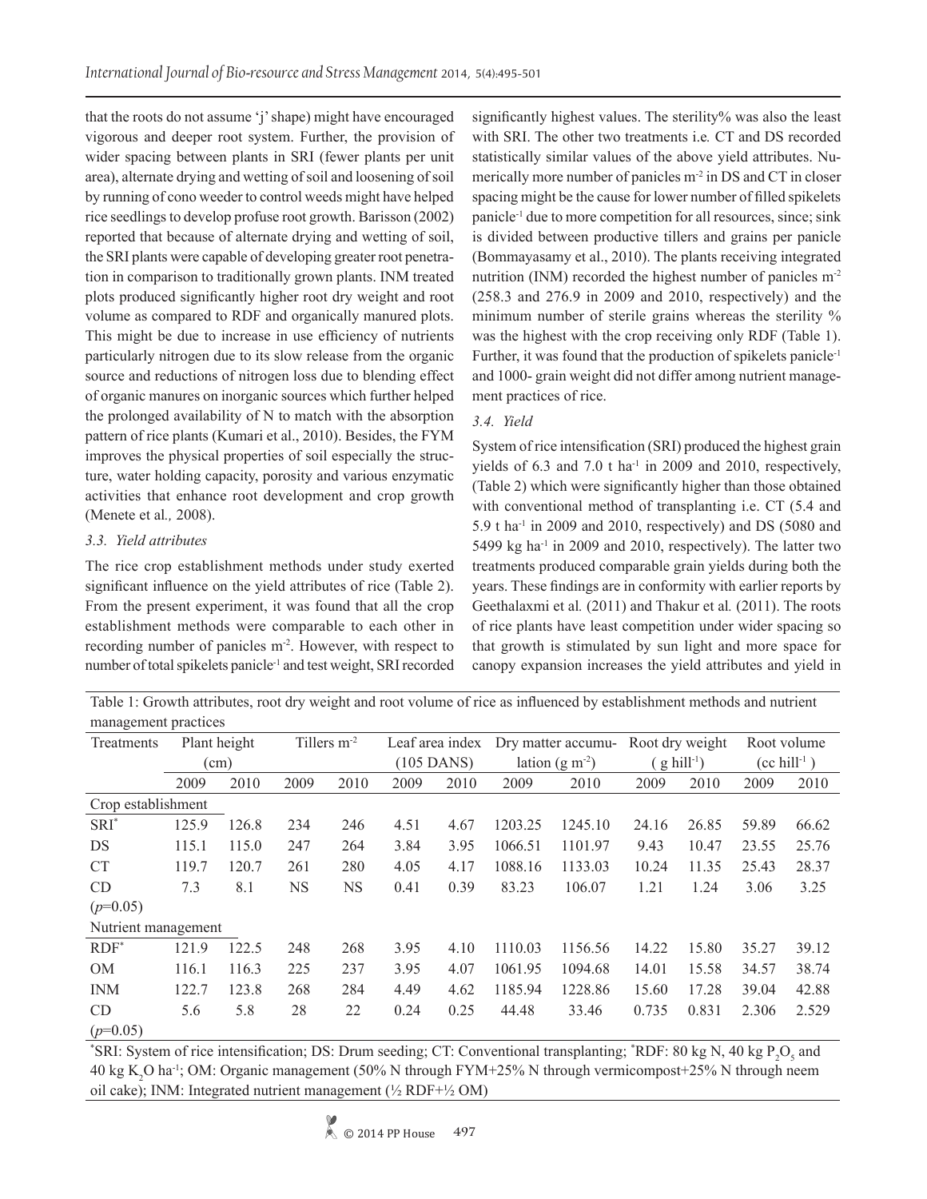that the roots do not assume 'j' shape) might have encouraged vigorous and deeper root system. Further, the provision of wider spacing between plants in SRI (fewer plants per unit area), alternate drying and wetting of soil and loosening of soil by running of cono weeder to control weeds might have helped rice seedlings to develop profuse root growth. Barisson (2002) reported that because of alternate drying and wetting of soil, the SRI plants were capable of developing greater root penetration in comparison to traditionally grown plants. INM treated plots produced significantly higher root dry weight and root volume as compared to RDF and organically manured plots. This might be due to increase in use efficiency of nutrients particularly nitrogen due to its slow release from the organic source and reductions of nitrogen loss due to blending effect of organic manures on inorganic sources which further helped the prolonged availability of N to match with the absorption pattern of rice plants (Kumari et al., 2010). Besides, the FYM improves the physical properties of soil especially the structure, water holding capacity, porosity and various enzymatic activities that enhance root development and crop growth (Menete et al*.,* 2008).

### 3.3. Yield attributes

The rice crop establishment methods under study exerted significant influence on the yield attributes of rice (Table 2). From the present experiment, it was found that all the crop establishment methods were comparable to each other in recording number of panicles $m^{-2}$. However, with respect to number of total spikelets panicle$^{-1}$ and test weight, SRI recorded significantly highest values. The sterility% was also the least with SRI. The other two treatments i.e*.* CT and DS recorded statistically similar values of the above yield attributes. Numerically more number of panicles $m^{-2}$ in DS and CT in closer spacing might be the cause for lower number of filled spikelets panicle$^{-1}$ due to more competition for all resources, since; sink is divided between productive tillers and grains per panicle (Bommayasamy et al., 2010). The plants receiving integrated nutrition (INM) recorded the highest number of panicles $m^{-2}$ (258.3 and 276.9 in 2009 and 2010, respectively) and the minimum number of sterile grains whereas the sterility % was the highest with the crop receiving only RDF (Table 1). Further, it was found that the production of spikelets panicle$^{-1}$ and 1000- grain weight did not differ among nutrient management practices of rice.

### 3.4. Yield

System of rice intensification (SRI) produced the highest grain yields of 6.3 and 7.0 t ha$^{-1}$ in 2009 and 2010, respectively, (Table 2) which were significantly higher than those obtained with conventional method of transplanting i.e. CT (5.4 and 5.9 t ha$^{-1}$ in 2009 and 2010, respectively) and DS (5080 and 5499 kg ha$^{-1}$ in 2009 and 2010, respectively). The latter two treatments produced comparable grain yields during both the years. These findings are in conformity with earlier reports by Geethalaxmi et al*.* (2011) and Thakur et al*.* (2011). The roots of rice plants have least competition under wider spacing so that growth is stimulated by sun light and more space for canopy expansion increases the yield attributes and yield in

Table 1: Growth attributes, root dry weight and root volume of rice as influenced by establishment methods and nutrient management practices

| Treatments | Plant height (cm) | | Tillers $m^{-2}$ | | Leaf area index (105 DANS) | | Dry matter accumulation (g $m^{-2}$) | | Root dry weight (g hill$^{-1}$) | | Root volume (cc hill$^{-1}$) | |
|---|---|---|---|---|---|---|---|---|---|---|---|---|
| | 2009 | 2010 | 2009 | 2010 | 2009 | 2010 | 2009 | 2010 | 2009 | 2010 | 2009 | 2010 |
| Crop establishment | | | | | | | | | | | | |
| SRI* | 125.9 | 126.8 | 234 | 246 | 4.51 | 4.67 | 1203.25 | 1245.10 | 24.16 | 26.85 | 59.89 | 66.62 |
| DS | 115.1 | 115.0 | 247 | 264 | 3.84 | 3.95 | 1066.51 | 1101.97 | 9.43 | 10.47 | 23.55 | 25.76 |
| CT | 119.7 | 120.7 | 261 | 280 | 4.05 | 4.17 | 1088.16 | 1133.03 | 10.24 | 11.35 | 25.43 | 28.37 |
| CD ($p$=0.05) | 7.3 | 8.1 | NS | NS | 0.41 | 0.39 | 83.23 | 106.07 | 1.21 | 1.24 | 3.06 | 3.25 |
| Nutrient management | | | | | | | | | | | | |
| RDF* | 121.9 | 122.5 | 248 | 268 | 3.95 | 4.10 | 1110.03 | 1156.56 | 14.22 | 15.80 | 35.27 | 39.12 |
| OM | 116.1 | 116.3 | 225 | 237 | 3.95 | 4.07 | 1061.95 | 1094.68 | 14.01 | 15.58 | 34.57 | 38.74 |
| INM | 122.7 | 123.8 | 268 | 284 | 4.49 | 4.62 | 1185.94 | 1228.86 | 15.60 | 17.28 | 39.04 | 42.88 |
| CD ($p$=0.05) | 5.6 | 5.8 | 28 | 22 | 0.24 | 0.25 | 44.48 | 33.46 | 0.735 | 0.831 | 2.306 | 2.529 |

*SRI: System of rice intensification; DS: Drum seeding; CT: Conventional transplanting; *RDF: 80 kg N, 40 kg $P_2O_5$ and 40 kg $K_2O$ ha$^{-1}$; OM: Organic management (50% N through FYM+25% N through vermicompost+25% N through neem oil cake); INM: Integrated nutrient management (½ RDF+½ OM)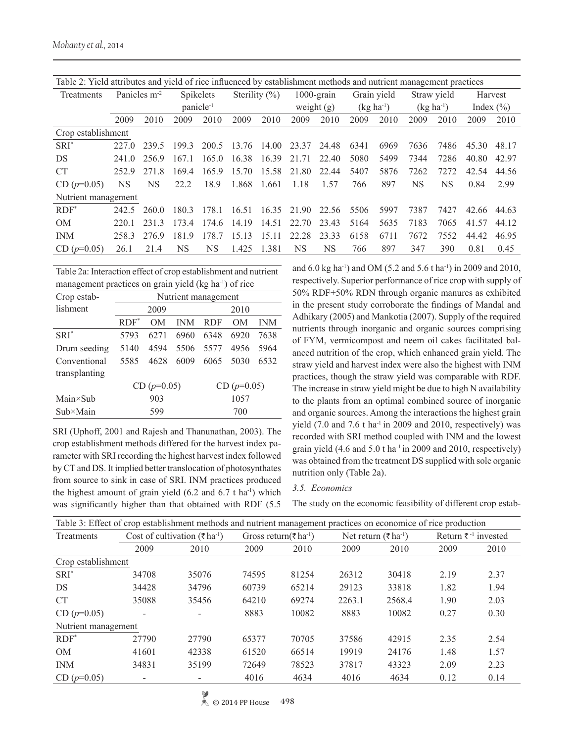Table 2: Yield attributes and yield of rice influenced by establishment methods and nutrient management practices

| Treatments | Panicles m$^{-2}$ | | Spikelets panicle$^{-1}$ | | Sterility (%) | | 1000-grain weight (g) | | Grain yield (kg ha$^{-1}$) | | Straw yield (kg ha$^{-1}$) | | Harvest Index (%) | |
|---|---|---|---|---|---|---|---|---|---|---|---|---|---|---|
| | 2009 | 2010 | 2009 | 2010 | 2009 | 2010 | 2009 | 2010 | 2009 | 2010 | 2009 | 2010 | 2009 | 2010 |
| Crop establishment | | | | | | | | | | | | | | |
| SRI* | 227.0 | 239.5 | 199.3 | 200.5 | 13.76 | 14.00 | 23.37 | 24.48 | 6341 | 6969 | 7636 | 7486 | 45.30 | 48.17 |
| DS | 241.0 | 256.9 | 167.1 | 165.0 | 16.38 | 16.39 | 21.71 | 22.40 | 5080 | 5499 | 7344 | 7286 | 40.80 | 42.97 |
| CT | 252.9 | 271.8 | 169.4 | 165.9 | 15.70 | 15.58 | 21.80 | 22.44 | 5407 | 5876 | 7262 | 7272 | 42.54 | 44.56 |
| CD ($p$=0.05) | NS | NS | 22.2 | 18.9 | 1.868 | 1.661 | 1.18 | 1.57 | 766 | 897 | NS | NS | 0.84 | 2.99 |
| Nutrient management | | | | | | | | | | | | | | |
| RDF* | 242.5 | 260.0 | 180.3 | 178.1 | 16.51 | 16.35 | 21.90 | 22.56 | 5506 | 5997 | 7387 | 7427 | 42.66 | 44.63 |
| OM | 220.1 | 231.3 | 173.4 | 174.6 | 14.19 | 14.51 | 22.70 | 23.43 | 5164 | 5635 | 7183 | 7065 | 41.57 | 44.12 |
| INM | 258.3 | 276.9 | 181.9 | 178.7 | 15.13 | 15.11 | 22.28 | 23.33 | 6158 | 6711 | 7672 | 7552 | 44.42 | 46.95 |
| CD ($p$=0.05) | 26.1 | 21.4 | NS | NS | 1.425 | 1.381 | NS | NS | 766 | 897 | 347 | 390 | 0.81 | 0.45 |

Table 2a: Interaction effect of crop establishment and nutrient management practices on grain yield (kg ha$^{-1}$) of rice

| Crop establishment | Nutrient management | | | | | |
|---|---|---|---|---|---|---|
| | 2009 | | | 2010 | | |
| | RDF* | OM | INM | RDF | OM | INM |
| SRI* | 5793 | 6271 | 6960 | 6348 | 6920 | 7638 |
| Drum seeding | 5140 | 4594 | 5506 | 5577 | 4956 | 5964 |
| Conventional transplanting | 5585 | 4628 | 6009 | 6065 | 5030 | 6532 |
| | CD ($p$=0.05) | | | CD ($p$=0.05) | | |
| Main×Sub | 903 | | | 1057 | | |
| Sub×Main | 599 | | | 700 | | |

SRI (Uphoff, 2001 and Rajesh and Thanunathan, 2003). The crop establishment methods differed for the harvest index parameter with SRI recording the highest harvest index followed by CT and DS. It implied better translocation of photosynthates from source to sink in case of SRI. INM practices produced the highest amount of grain yield (6.2 and 6.7 t ha$^{-1}$) which was significantly higher than that obtained with RDF (5.5 and 6.0 kg ha$^{-1}$) and OM (5.2 and 5.6 t ha$^{-1}$) in 2009 and 2010, respectively. Superior performance of rice crop with supply of 50% RDF+50% RDN through organic manures as exhibited in the present study corroborate the findings of Mandal and Adhikary (2005) and Mankotia (2007). Supply of the required nutrients through inorganic and organic sources comprising of FYM, vermicompost and neem oil cakes facilitated balanced nutrition of the crop, which enhanced grain yield. The straw yield and harvest index were also the highest with INM practices, though the straw yield was comparable with RDF. The increase in straw yield might be due to high N availability to the plants from an optimal combined source of inorganic and organic sources. Among the interactions the highest grain yield (7.0 and 7.6 t ha$^{-1}$ in 2009 and 2010, respectively) was recorded with SRI method coupled with INM and the lowest grain yield (4.6 and 5.0 t ha$^{-1}$ in 2009 and 2010, respectively) was obtained from the treatment DS supplied with sole organic nutrition only (Table 2a).

### 3.5. Economics

The study on the economic feasibility of different crop estab-

Table 3: Effect of crop establishment methods and nutrient management practices on economice of rice production

| Treatments | Cost of cultivation (₹ ha$^{-1}$) | | Gross return(₹ ha$^{-1}$) | | Net return (₹ ha$^{-1}$) | | Return ₹$^{-1}$ invested | |
|---|---|---|---|---|---|---|---|---|
| | 2009 | 2010 | 2009 | 2010 | 2009 | 2010 | 2009 | 2010 |
| Crop establishment | | | | | | | | |
| SRI* | 34708 | 35076 | 74595 | 81254 | 26312 | 30418 | 2.19 | 2.37 |
| DS | 34428 | 34796 | 60739 | 65214 | 29123 | 33818 | 1.82 | 1.94 |
| CT | 35088 | 35456 | 64210 | 69274 | 2263.1 | 2568.4 | 1.90 | 2.03 |
| CD ($p$=0.05) | - | - | 8883 | 10082 | 8883 | 10082 | 0.27 | 0.30 |
| Nutrient management | | | | | | | | |
| RDF* | 27790 | 27790 | 65377 | 70705 | 37586 | 42915 | 2.35 | 2.54 |
| OM | 41601 | 42338 | 61520 | 66514 | 19919 | 24176 | 1.48 | 1.57 |
| INM | 34831 | 35199 | 72649 | 78523 | 37817 | 43323 | 2.09 | 2.23 |
| CD ($p$=0.05) | - | - | 4016 | 4634 | 4016 | 4634 | 0.12 | 0.14 |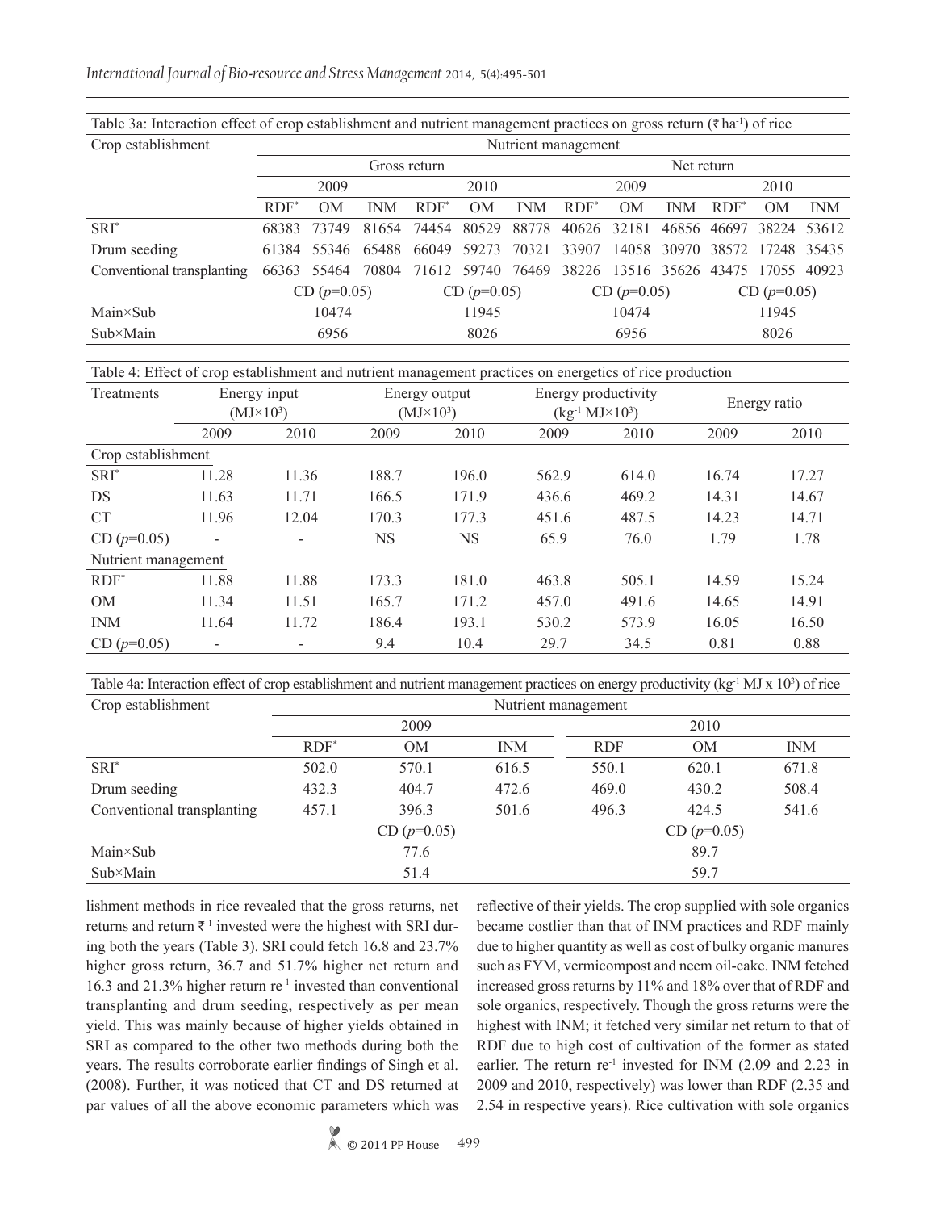Table 3a: Interaction effect of crop establishment and nutrient management practices on gross return (₹ ha$^{-1}$) of rice

| Crop establishment | Nutrient management | | | | | | | | | | | |
|---|---|---|---|---|---|---|---|---|---|---|---|---|
| | Gross return | | | | | | Net return | | | | | |
| | 2009 | | | 2010 | | | 2009 | | | 2010 | | |
| | RDF* | OM | INM | RDF* | OM | INM | RDF* | OM | INM | RDF* | OM | INM |
| SRI* | 68383 | 73749 | 81654 | 74454 | 80529 | 88778 | 40626 | 32181 | 46856 | 46697 | 38224 | 53612 |
| Drum seeding | 61384 | 55346 | 65488 | 66049 | 59273 | 70321 | 33907 | 14058 | 30970 | 38572 | 17248 | 35435 |
| Conventional transplanting | 66363 | 55464 | 70804 | 71612 | 59740 | 76469 | 38226 | 13516 | 35626 | 43475 | 17055 | 40923 |
| | CD ($p$=0.05) | | | CD ($p$=0.05) | | | CD ($p$=0.05) | | | CD ($p$=0.05) | | |
| Main×Sub | 10474 | | | 11945 | | | 10474 | | | 11945 | | |
| Sub×Main | 6956 | | | 8026 | | | 6956 | | | 8026 | | |

Table 4: Effect of crop establishment and nutrient management practices on energetics of rice production

| Treatments | Energy input (MJ×10$^3$) | | Energy output (MJ×10$^3$) | | Energy productivity (kg$^{-1}$ MJ×10$^3$) | | Energy ratio | |
|---|---|---|---|---|---|---|---|---|
| | 2009 | 2010 | 2009 | 2010 | 2009 | 2010 | 2009 | 2010 |
| Crop establishment | | | | | | | | |
| SRI* | 11.28 | 11.36 | 188.7 | 196.0 | 562.9 | 614.0 | 16.74 | 17.27 |
| DS | 11.63 | 11.71 | 166.5 | 171.9 | 436.6 | 469.2 | 14.31 | 14.67 |
| CT | 11.96 | 12.04 | 170.3 | 177.3 | 451.6 | 487.5 | 14.23 | 14.71 |
| CD ($p$=0.05) | - | - | NS | NS | 65.9 | 76.0 | 1.79 | 1.78 |
| Nutrient management | | | | | | | | |
| RDF* | 11.88 | 11.88 | 173.3 | 181.0 | 463.8 | 505.1 | 14.59 | 15.24 |
| OM | 11.34 | 11.51 | 165.7 | 171.2 | 457.0 | 491.6 | 14.65 | 14.91 |
| INM | 11.64 | 11.72 | 186.4 | 193.1 | 530.2 | 573.9 | 16.05 | 16.50 |
| CD ($p$=0.05) | - | - | 9.4 | 10.4 | 29.7 | 34.5 | 0.81 | 0.88 |

Table 4a: Interaction effect of crop establishment and nutrient management practices on energy productivity (kg$^{-1}$ MJ x 10$^3$) of rice

| Crop establishment | Nutrient management | | | | | |
|---|---|---|---|---|---|---|
| | 2009 | | | 2010 | | |
| | RDF* | OM | INM | RDF | OM | INM |
| SRI* | 502.0 | 570.1 | 616.5 | 550.1 | 620.1 | 671.8 |
| Drum seeding | 432.3 | 404.7 | 472.6 | 469.0 | 430.2 | 508.4 |
| Conventional transplanting | 457.1 | 396.3 | 501.6 | 496.3 | 424.5 | 541.6 |
| | CD ($p$=0.05) | | | CD ($p$=0.05) | | |
| Main×Sub | 77.6 | | | 89.7 | | |
| Sub×Main | 51.4 | | | 59.7 | | |

lishment methods in rice revealed that the gross returns, net returns and return ₹$^{-1}$ invested were the highest with SRI during both the years (Table 3). SRI could fetch 16.8 and 23.7% higher gross return, 36.7 and 51.7% higher net return and 16.3 and 21.3% higher return re$^{-1}$ invested than conventional transplanting and drum seeding, respectively as per mean yield. This was mainly because of higher yields obtained in SRI as compared to the other two methods during both the years. The results corroborate earlier findings of Singh et al. (2008). Further, it was noticed that CT and DS returned at par values of all the above economic parameters which was reflective of their yields. The crop supplied with sole organics became costlier than that of INM practices and RDF mainly due to higher quantity as well as cost of bulky organic manures such as FYM, vermicompost and neem oil-cake. INM fetched increased gross returns by 11% and 18% over that of RDF and sole organics, respectively. Though the gross returns were the highest with INM; it fetched very similar net return to that of RDF due to high cost of cultivation of the former as stated earlier. The return re$^{-1}$ invested for INM (2.09 and 2.23 in 2009 and 2010, respectively) was lower than RDF (2.35 and 2.54 in respective years). Rice cultivation with sole organics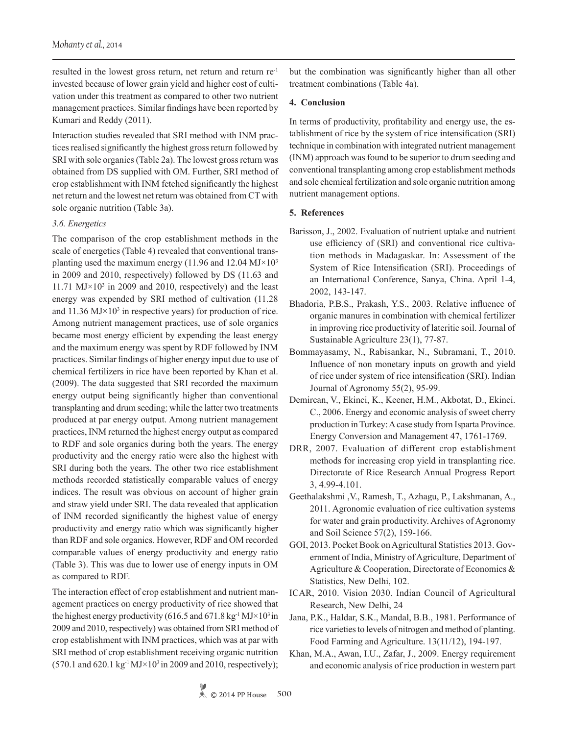resulted in the lowest gross return, net return and return re$^{-1}$ invested because of lower grain yield and higher cost of cultivation under this treatment as compared to other two nutrient management practices. Similar findings have been reported by Kumari and Reddy (2011).

Interaction studies revealed that SRI method with INM practices realised significantly the highest gross return followed by SRI with sole organics (Table 2a). The lowest gross return was obtained from DS supplied with OM. Further, SRI method of crop establishment with INM fetched significantly the highest net return and the lowest net return was obtained from CT with sole organic nutrition (Table 3a).

### *3.6. Energetics*

The comparison of the crop establishment methods in the scale of energetics (Table 4) revealed that conventional transplanting used the maximum energy (11.96 and 12.04 MJ×$10^3$ in 2009 and 2010, respectively) followed by DS (11.63 and 11.71 MJ×$10^3$ in 2009 and 2010, respectively) and the least energy was expended by SRI method of cultivation (11.28 and 11.36 MJ×$10^3$ in respective years) for production of rice. Among nutrient management practices, use of sole organics became most energy efficient by expending the least energy and the maximum energy was spent by RDF followed by INM practices. Similar findings of higher energy input due to use of chemical fertilizers in rice have been reported by Khan et al. (2009). The data suggested that SRI recorded the maximum energy output being significantly higher than conventional transplanting and drum seeding; while the latter two treatments produced at par energy output. Among nutrient management practices, INM returned the highest energy output as compared to RDF and sole organics during both the years. The energy productivity and the energy ratio were also the highest with SRI during both the years. The other two rice establishment methods recorded statistically comparable values of energy indices. The result was obvious on account of higher grain and straw yield under SRI. The data revealed that application of INM recorded significantly the highest value of energy productivity and energy ratio which was significantly higher than RDF and sole organics. However, RDF and OM recorded comparable values of energy productivity and energy ratio (Table 3). This was due to lower use of energy inputs in OM as compared to RDF.

The interaction effect of crop establishment and nutrient management practices on energy productivity of rice showed that the highest energy productivity (616.5 and 671.8 kg$^{-1}$ MJ×$10^3$ in 2009 and 2010, respectively) was obtained from SRI method of crop establishment with INM practices, which was at par with SRI method of crop establishment receiving organic nutrition (570.1 and 620.1 kg$^{-1}$ MJ×$10^3$ in 2009 and 2010, respectively); but the combination was significantly higher than all other treatment combinations (Table 4a).

## 4. Conclusion

In terms of productivity, profitability and energy use, the establishment of rice by the system of rice intensification (SRI) technique in combination with integrated nutrient management (INM) approach was found to be superior to drum seeding and conventional transplanting among crop establishment methods and sole chemical fertilization and sole organic nutrition among nutrient management options.

## 5. References

Barisson, J., 2002. Evaluation of nutrient uptake and nutrient use efficiency of (SRI) and conventional rice cultivation methods in Madagaskar. In: Assessment of the System of Rice Intensification (SRI). Proceedings of an International Conference, Sanya, China. April 1-4, 2002, 143-147.

Bhadoria, P.B.S., Prakash, Y.S., 2003. Relative influence of organic manures in combination with chemical fertilizer in improving rice productivity of lateritic soil. Journal of Sustainable Agriculture 23(1), 77-87.

Bommayasamy, N., Rabisankar, N., Subramani, T., 2010. Influence of non monetary inputs on growth and yield of rice under system of rice intensification (SRI). Indian Journal of Agronomy 55(2), 95-99.

Demircan, V., Ekinci, K., Keener, H.M., Akbotat, D., Ekinci. C., 2006. Energy and economic analysis of sweet cherry production in Turkey: A case study from Isparta Province. Energy Conversion and Management 47, 1761-1769.

DRR, 2007. Evaluation of different crop establishment methods for increasing crop yield in transplanting rice. Directorate of Rice Research Annual Progress Report 3, 4.99-4.101.

Geethalakshmi ,V., Ramesh, T., Azhagu, P., Lakshmanan, A., 2011. Agronomic evaluation of rice cultivation systems for water and grain productivity. Archives of Agronomy and Soil Science 57(2), 159-166.

GOI, 2013. Pocket Book on Agricultural Statistics 2013. Government of India, Ministry of Agriculture, Department of Agriculture & Cooperation, Directorate of Economics & Statistics, New Delhi, 102.

ICAR, 2010. Vision 2030. Indian Council of Agricultural Research, New Delhi, 24

Jana, P.K., Haldar, S.K., Mandal, B.B., 1981. Performance of rice varieties to levels of nitrogen and method of planting. Food Farming and Agriculture. 13(11/12), 194-197.

Khan, M.A., Awan, I.U., Zafar, J., 2009. Energy requirement and economic analysis of rice production in western part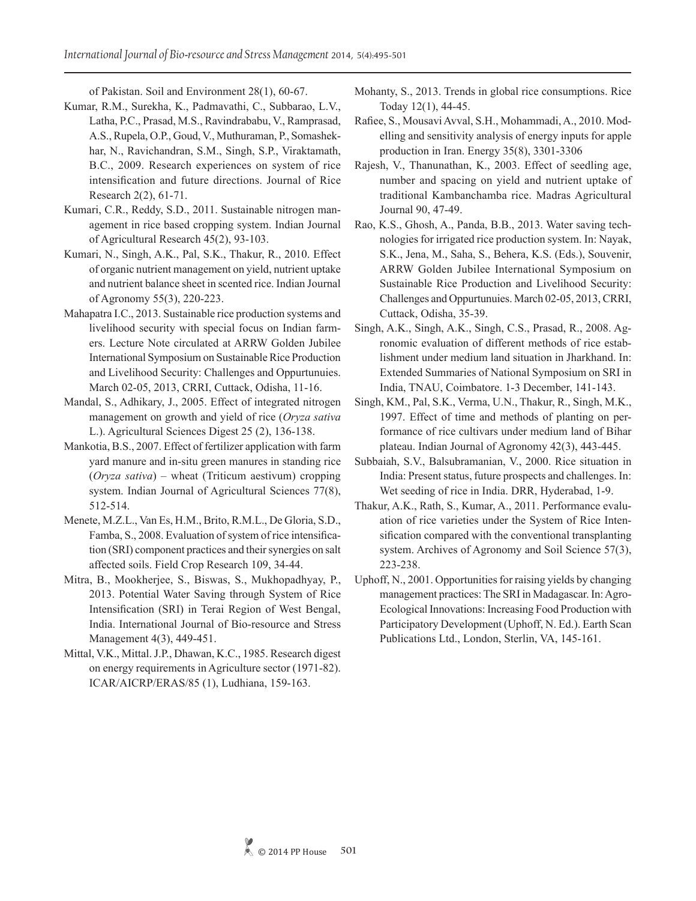of Pakistan. Soil and Environment 28(1), 60-67.

Kumar, R.M., Surekha, K., Padmavathi, C., Subbarao, L.V., Latha, P.C., Prasad, M.S., Ravindrababu, V., Ramprasad, A.S., Rupela, O.P., Goud, V., Muthuraman, P., Somashekhar, N., Ravichandran, S.M., Singh, S.P., Viraktamath, B.C., 2009. Research experiences on system of rice intensification and future directions. Journal of Rice Research 2(2), 61-71.

Kumari, C.R., Reddy, S.D., 2011. Sustainable nitrogen management in rice based cropping system. Indian Journal of Agricultural Research 45(2), 93-103.

Kumari, N., Singh, A.K., Pal, S.K., Thakur, R., 2010. Effect of organic nutrient management on yield, nutrient uptake and nutrient balance sheet in scented rice. Indian Journal of Agronomy 55(3), 220-223.

Mahapatra I.C., 2013. Sustainable rice production systems and livelihood security with special focus on Indian farmers. Lecture Note circulated at ARRW Golden Jubilee International Symposium on Sustainable Rice Production and Livelihood Security: Challenges and Oppurtunuies. March 02-05, 2013, CRRI, Cuttack, Odisha, 11-16.

Mandal, S., Adhikary, J., 2005. Effect of integrated nitrogen management on growth and yield of rice (*Oryza sativa* L.). Agricultural Sciences Digest 25 (2), 136-138.

Mankotia, B.S., 2007. Effect of fertilizer application with farm yard manure and in-situ green manures in standing rice (*Oryza sativa*) – wheat (Triticum aestivum) cropping system. Indian Journal of Agricultural Sciences 77(8), 512-514.

Menete, M.Z.L., Van Es, H.M., Brito, R.M.L., De Gloria, S.D., Famba, S., 2008. Evaluation of system of rice intensification (SRI) component practices and their synergies on salt affected soils. Field Crop Research 109, 34-44.

Mitra, B., Mookherjee, S., Biswas, S., Mukhopadhyay, P., 2013. Potential Water Saving through System of Rice Intensification (SRI) in Terai Region of West Bengal, India. International Journal of Bio-resource and Stress Management 4(3), 449-451.

Mittal, V.K., Mittal. J.P., Dhawan, K.C., 1985. Research digest on energy requirements in Agriculture sector (1971-82). ICAR/AICRP/ERAS/85 (1), Ludhiana, 159-163.

Mohanty, S., 2013. Trends in global rice consumptions. Rice Today 12(1), 44-45.

Rafiee, S., Mousavi Avval, S.H., Mohammadi, A., 2010. Modelling and sensitivity analysis of energy inputs for apple production in Iran. Energy 35(8), 3301-3306

Rajesh, V., Thanunathan, K., 2003. Effect of seedling age, number and spacing on yield and nutrient uptake of traditional Kambanchamba rice. Madras Agricultural Journal 90, 47-49.

Rao, K.S., Ghosh, A., Panda, B.B., 2013. Water saving technologies for irrigated rice production system. In: Nayak, S.K., Jena, M., Saha, S., Behera, K.S. (Eds.), Souvenir, ARRW Golden Jubilee International Symposium on Sustainable Rice Production and Livelihood Security: Challenges and Oppurtunuies. March 02-05, 2013, CRRI, Cuttack, Odisha, 35-39.

Singh, A.K., Singh, A.K., Singh, C.S., Prasad, R., 2008. Agronomic evaluation of different methods of rice establishment under medium land situation in Jharkhand. In: Extended Summaries of National Symposium on SRI in India, TNAU, Coimbatore. 1-3 December, 141-143.

Singh, KM., Pal, S.K., Verma, U.N., Thakur, R., Singh, M.K., 1997. Effect of time and methods of planting on performance of rice cultivars under medium land of Bihar plateau. Indian Journal of Agronomy 42(3), 443-445.

Subbaiah, S.V., Balsubramanian, V., 2000. Rice situation in India: Present status, future prospects and challenges. In: Wet seeding of rice in India. DRR, Hyderabad, 1-9.

Thakur, A.K., Rath, S., Kumar, A., 2011. Performance evaluation of rice varieties under the System of Rice Intensification compared with the conventional transplanting system. Archives of Agronomy and Soil Science 57(3), 223-238.

Uphoff, N., 2001. Opportunities for raising yields by changing management practices: The SRI in Madagascar. In: Agro-Ecological Innovations: Increasing Food Production with Participatory Development (Uphoff, N. Ed.). Earth Scan Publications Ltd., London, Sterlin, VA, 145-161.